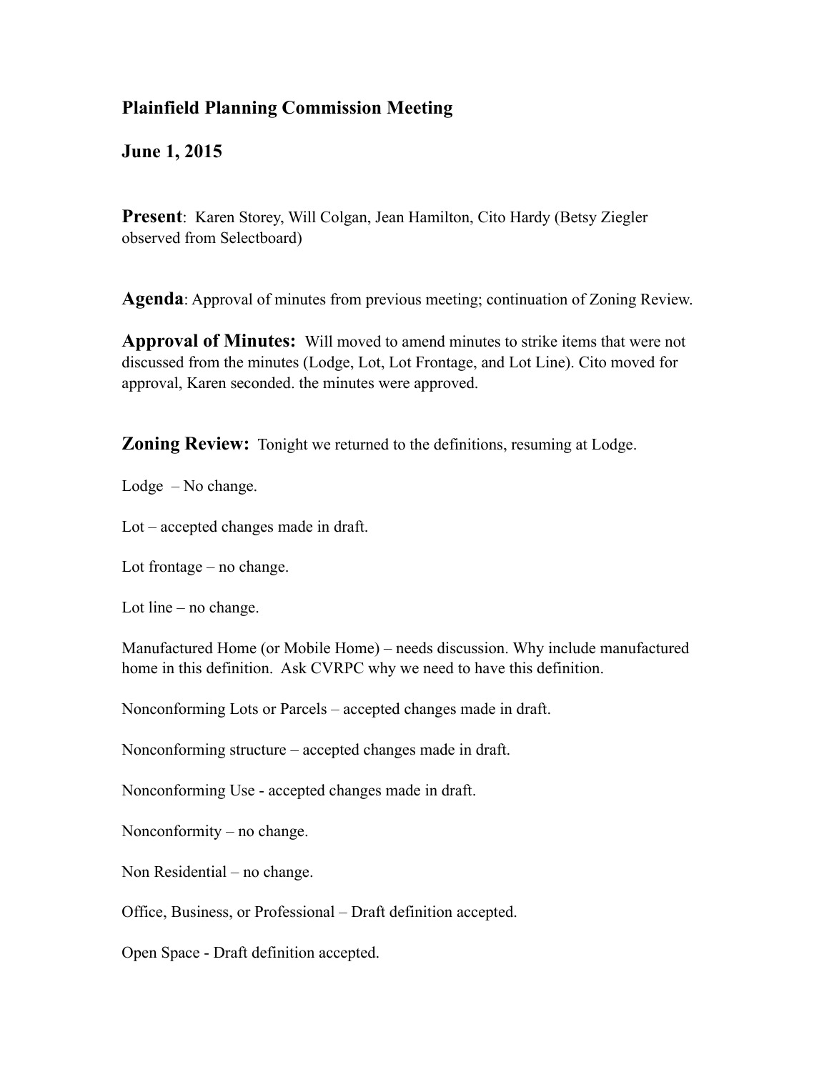## Plainfield Planning Commission Meeting

## June 1, 2015

**Present**: Karen Storey, Will Colgan, Jean Hamilton, Cito Hardy (Betsy Ziegler observed from Selectboard)

**Agenda**: Approval of minutes from previous meeting; continuation of Zoning Review.

**Approval of Minutes:** Will moved to amend minutes to strike items that were not discussed from the minutes (Lodge, Lot, Lot Frontage, and Lot Line). Cito moved for approval, Karen seconded. the minutes were approved.

**Zoning Review:** Tonight we returned to the definitions, resuming at Lodge.

Lodge – No change.

Lot – accepted changes made in draft.

Lot frontage – no change.

Lot line – no change.

Manufactured Home (or Mobile Home) – needs discussion. Why include manufactured home in this definition. Ask CVRPC why we need to have this definition.

Nonconforming Lots or Parcels – accepted changes made in draft.

Nonconforming structure – accepted changes made in draft.

Nonconforming Use - accepted changes made in draft.

Nonconformity – no change.

Non Residential – no change.

Office, Business, or Professional – Draft definition accepted.

Open Space - Draft definition accepted.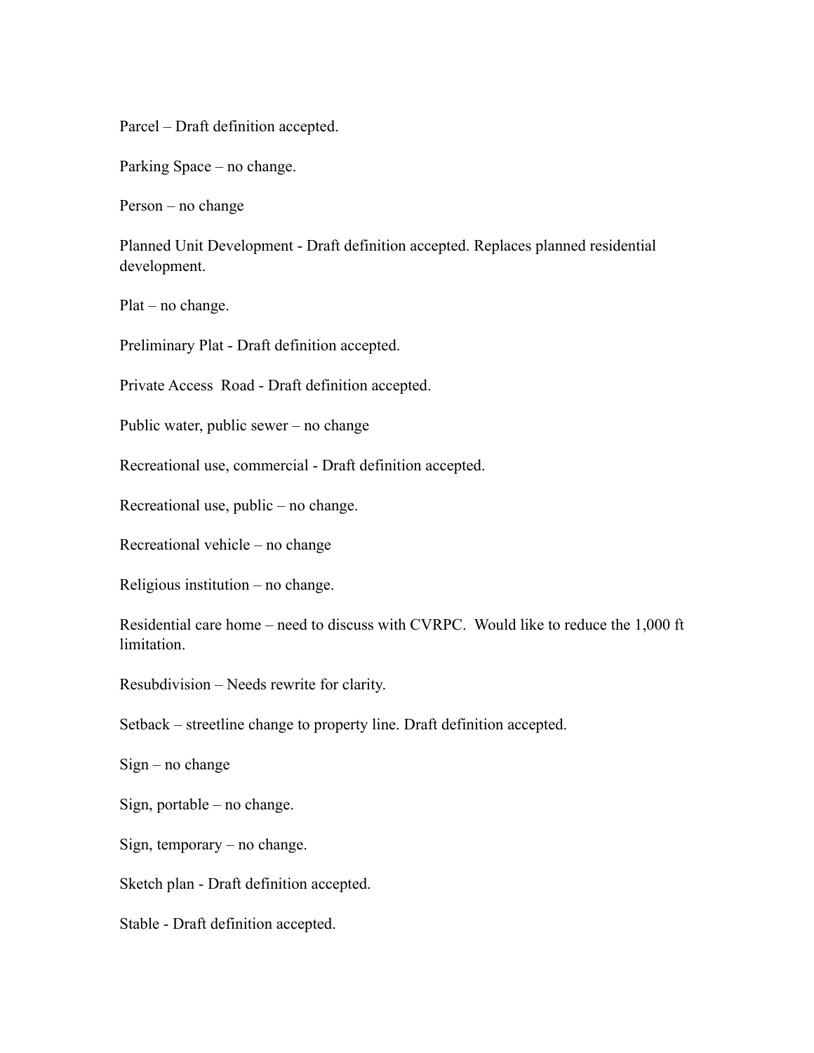Parcel – Draft definition accepted.

Parking Space – no change.

Person – no change

Planned Unit Development - Draft definition accepted. Replaces planned residential development.

Plat – no change.

Preliminary Plat - Draft definition accepted.

Private Access Road - Draft definition accepted.

Public water, public sewer – no change

Recreational use, commercial - Draft definition accepted.

Recreational use, public – no change.

Recreational vehicle – no change

Religious institution – no change.

Residential care home – need to discuss with CVRPC. Would like to reduce the 1,000 ft limitation.

Resubdivision – Needs rewrite for clarity.

Setback – streetline change to property line. Draft definition accepted.

Sign – no change

Sign, portable – no change.

Sign, temporary – no change.

Sketch plan - Draft definition accepted.

Stable - Draft definition accepted.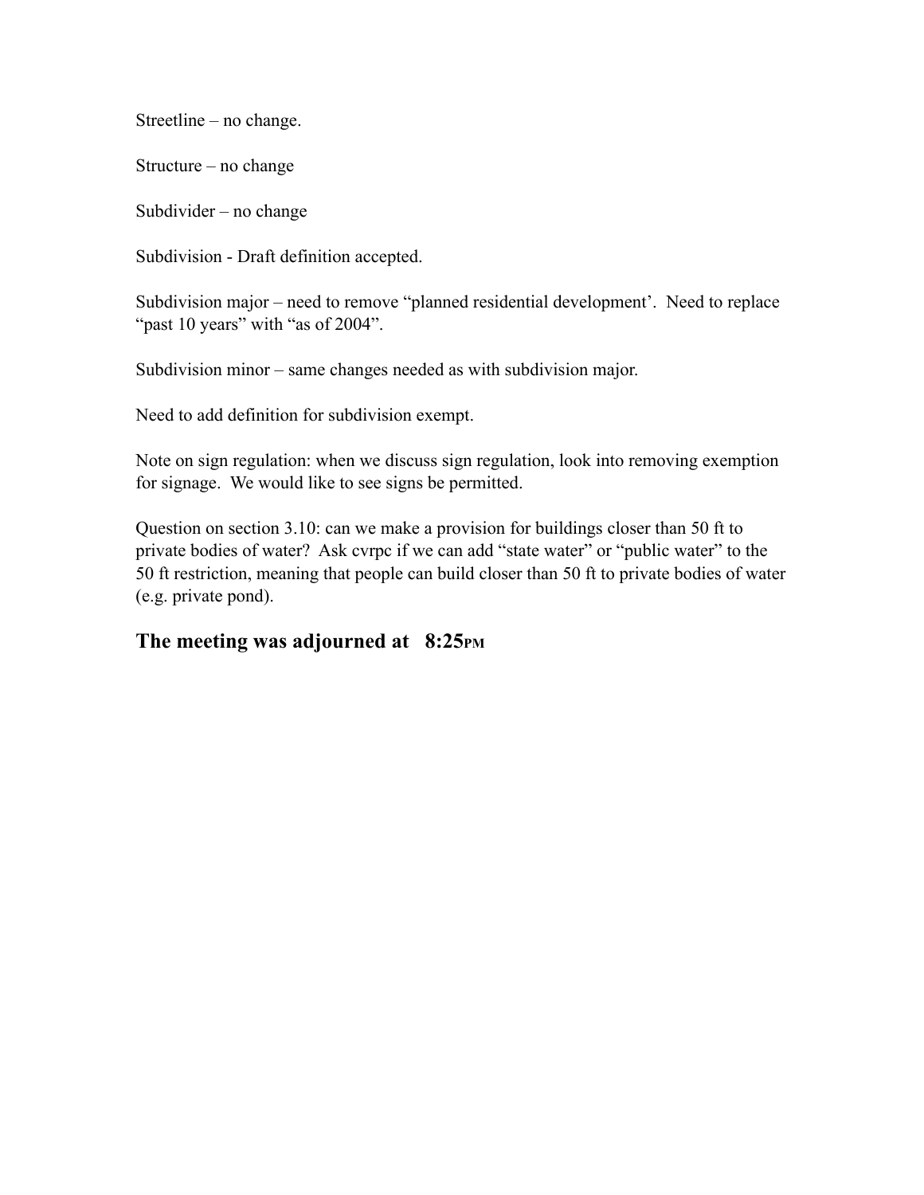Streetline – no change.

Structure – no change

Subdivider – no change

Subdivision - Draft definition accepted.

Subdivision major – need to remove "planned residential development'. Need to replace "past 10 years" with "as of 2004".

Subdivision minor – same changes needed as with subdivision major.

Need to add definition for subdivision exempt.

Note on sign regulation: when we discuss sign regulation, look into removing exemption for signage. We would like to see signs be permitted.

Question on section 3.10: can we make a provision for buildings closer than 50 ft to private bodies of water? Ask cvrpc if we can add "state water" or "public water" to the 50 ft restriction, meaning that people can build closer than 50 ft to private bodies of water (e.g. private pond).

## The meeting was adjourned at 8:25PM